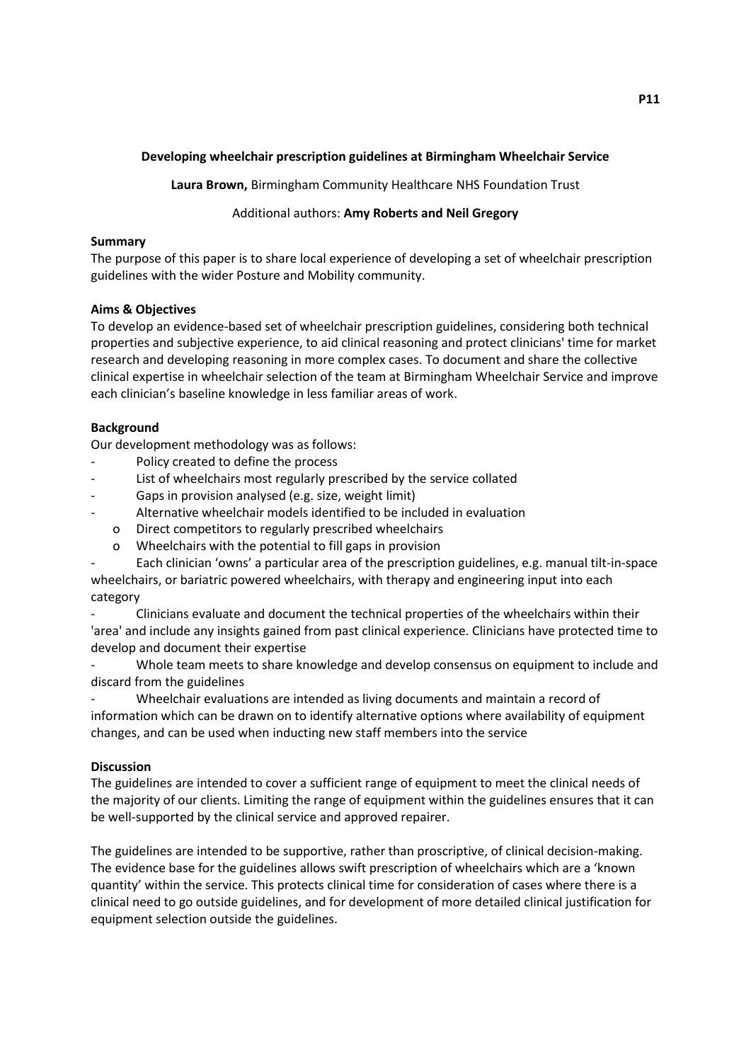## Developing wheelchair prescription guidelines at Birmingham Wheelchair Service

**Laura Brown,** Birmingham Community Healthcare NHS Foundation Trust

Additional authors: **Amy Roberts and Neil Gregory**

### Summary

The purpose of this paper is to share local experience of developing a set of wheelchair prescription guidelines with the wider Posture and Mobility community.

### Aims & Objectives

To develop an evidence-based set of wheelchair prescription guidelines, considering both technical properties and subjective experience, to aid clinical reasoning and protect clinicians' time for market research and developing reasoning in more complex cases. To document and share the collective clinical expertise in wheelchair selection of the team at Birmingham Wheelchair Service and improve each clinician's baseline knowledge in less familiar areas of work.

### Background

Our development methodology was as follows:

- Policy created to define the process
- List of wheelchairs most regularly prescribed by the service collated
- Gaps in provision analysed (e.g. size, weight limit)
- Alternative wheelchair models identified to be included in evaluation
  - Direct competitors to regularly prescribed wheelchairs
  - Wheelchairs with the potential to fill gaps in provision
- Each clinician 'owns' a particular area of the prescription guidelines, e.g. manual tilt-in-space wheelchairs, or bariatric powered wheelchairs, with therapy and engineering input into each category
- Clinicians evaluate and document the technical properties of the wheelchairs within their 'area' and include any insights gained from past clinical experience. Clinicians have protected time to develop and document their expertise
- Whole team meets to share knowledge and develop consensus on equipment to include and discard from the guidelines
- Wheelchair evaluations are intended as living documents and maintain a record of information which can be drawn on to identify alternative options where availability of equipment changes, and can be used when inducting new staff members into the service

### Discussion

The guidelines are intended to cover a sufficient range of equipment to meet the clinical needs of the majority of our clients. Limiting the range of equipment within the guidelines ensures that it can be well-supported by the clinical service and approved repairer.

The guidelines are intended to be supportive, rather than proscriptive, of clinical decision-making. The evidence base for the guidelines allows swift prescription of wheelchairs which are a 'known quantity' within the service. This protects clinical time for consideration of cases where there is a clinical need to go outside guidelines, and for development of more detailed clinical justification for equipment selection outside the guidelines.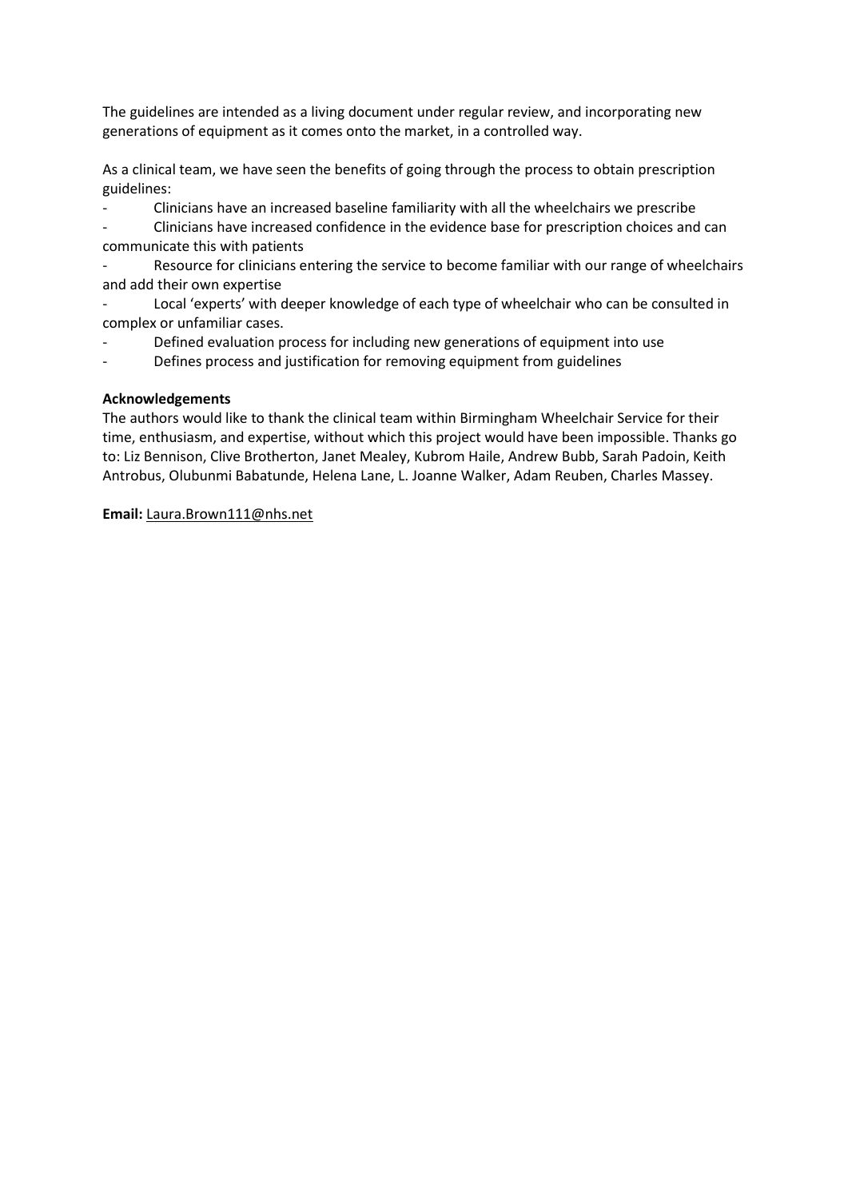The guidelines are intended as a living document under regular review, and incorporating new generations of equipment as it comes onto the market, in a controlled way.

As a clinical team, we have seen the benefits of going through the process to obtain prescription guidelines:

- Clinicians have an increased baseline familiarity with all the wheelchairs we prescribe
- Clinicians have increased confidence in the evidence base for prescription choices and can communicate this with patients
- Resource for clinicians entering the service to become familiar with our range of wheelchairs and add their own expertise
- Local 'experts' with deeper knowledge of each type of wheelchair who can be consulted in complex or unfamiliar cases.
- Defined evaluation process for including new generations of equipment into use
- Defines process and justification for removing equipment from guidelines

**Acknowledgements**

The authors would like to thank the clinical team within Birmingham Wheelchair Service for their time, enthusiasm, and expertise, without which this project would have been impossible. Thanks go to: Liz Bennison, Clive Brotherton, Janet Mealey, Kubrom Haile, Andrew Bubb, Sarah Padoin, Keith Antrobus, Olubunmi Babatunde, Helena Lane, L. Joanne Walker, Adam Reuben, Charles Massey.

**Email:** Laura.Brown111@nhs.net